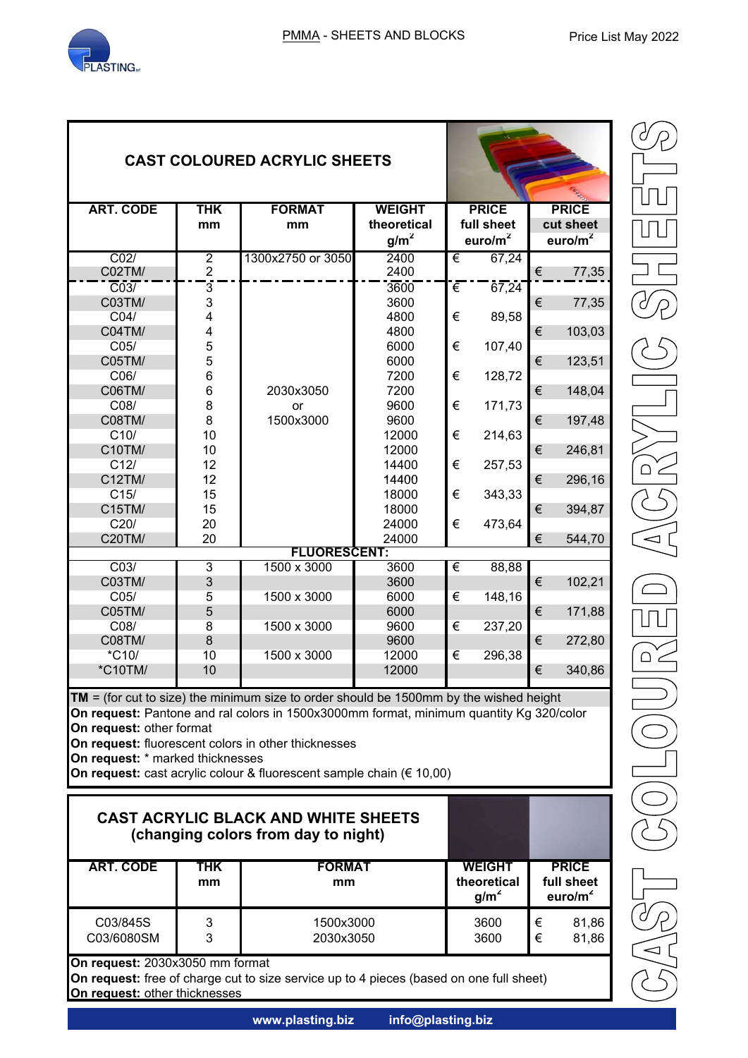PMMA - SHEETS AND BLOCKS

Price List May 2022

# CAST COLOURED ACRYLIC SHEETS

| ART. CODE | THK mm | FORMAT mm | WEIGHT theoretical g/m² | PRICE full sheet euro/m² | PRICE cut sheet euro/m² |
|---|---|---|---|---|---|
| C02/ | 2 | 1300x2750 or 3050 | 2400 | € 67,24 | |
| C02TM/ | 2 | | 2400 | | € 77,35 |
| C03/ | 3 | 2030x3050 or 1500x3000 | 3600 | € 67,24 | |
| C03TM/ | 3 | | 3600 | | € 77,35 |
| C04/ | 4 | | 4800 | € 89,58 | |
| C04TM/ | 4 | | 4800 | | € 103,03 |
| C05/ | 5 | | 6000 | € 107,40 | |
| C05TM/ | 5 | | 6000 | | € 123,51 |
| C06/ | 6 | | 7200 | € 128,72 | |
| C06TM/ | 6 | | 7200 | | € 148,04 |
| C08/ | 8 | | 9600 | € 171,73 | |
| C08TM/ | 8 | | 9600 | | € 197,48 |
| C10/ | 10 | | 12000 | € 214,63 | |
| C10TM/ | 10 | | 12000 | | € 246,81 |
| C12/ | 12 | | 14400 | € 257,53 | |
| C12TM/ | 12 | | 14400 | | € 296,16 |
| C15/ | 15 | | 18000 | € 343,33 | |
| C15TM/ | 15 | | 18000 | | € 394,87 |
| C20/ | 20 | | 24000 | € 473,64 | |
| C20TM/ | 20 | | 24000 | | € 544,70 |
| **FLUORESCENT:** | | | | | |
| C03/ | 3 | 1500 x 3000 | 3600 | € 88,88 | |
| C03TM/ | 3 | | 3600 | | € 102,21 |
| C05/ | 5 | 1500 x 3000 | 6000 | € 148,16 | |
| C05TM/ | 5 | | 6000 | | € 171,88 |
| C08/ | 8 | 1500 x 3000 | 9600 | € 237,20 | |
| C08TM/ | 8 | | 9600 | | € 272,80 |
| *C10/ | 10 | 1500 x 3000 | 12000 | € 296,38 | |
| *C10TM/ | 10 | | 12000 | | € 340,86 |

**TM** = (for cut to size) the minimum size to order should be 1500mm by the wished height
**On request:** Pantone and ral colors in 1500x3000mm format, minimum quantity Kg 320/color
**On request:** other format
**On request:** fluorescent colors in other thicknesses
**On request:** * marked thicknesses
**On request:** cast acrylic colour & fluorescent sample chain (€ 10,00)

# CAST ACRYLIC BLACK AND WHITE SHEETS (changing colors from day to night)

| ART. CODE | THK mm | FORMAT mm | WEIGHT theoretical g/m² | PRICE full sheet euro/m² |
|---|---|---|---|---|
| C03/845S | 3 | 1500x3000 | 3600 | € 81,86 |
| C03/6080SM | 3 | 2030x3050 | 3600 | € 81,86 |

**On request:** 2030x3050 mm format
**On request:** free of charge cut to size service up to 4 pieces (based on one full sheet)
**On request:** other thicknesses

CAST COLOURED ACRYLIC SHEETS

www.plasting.biz info@plasting.biz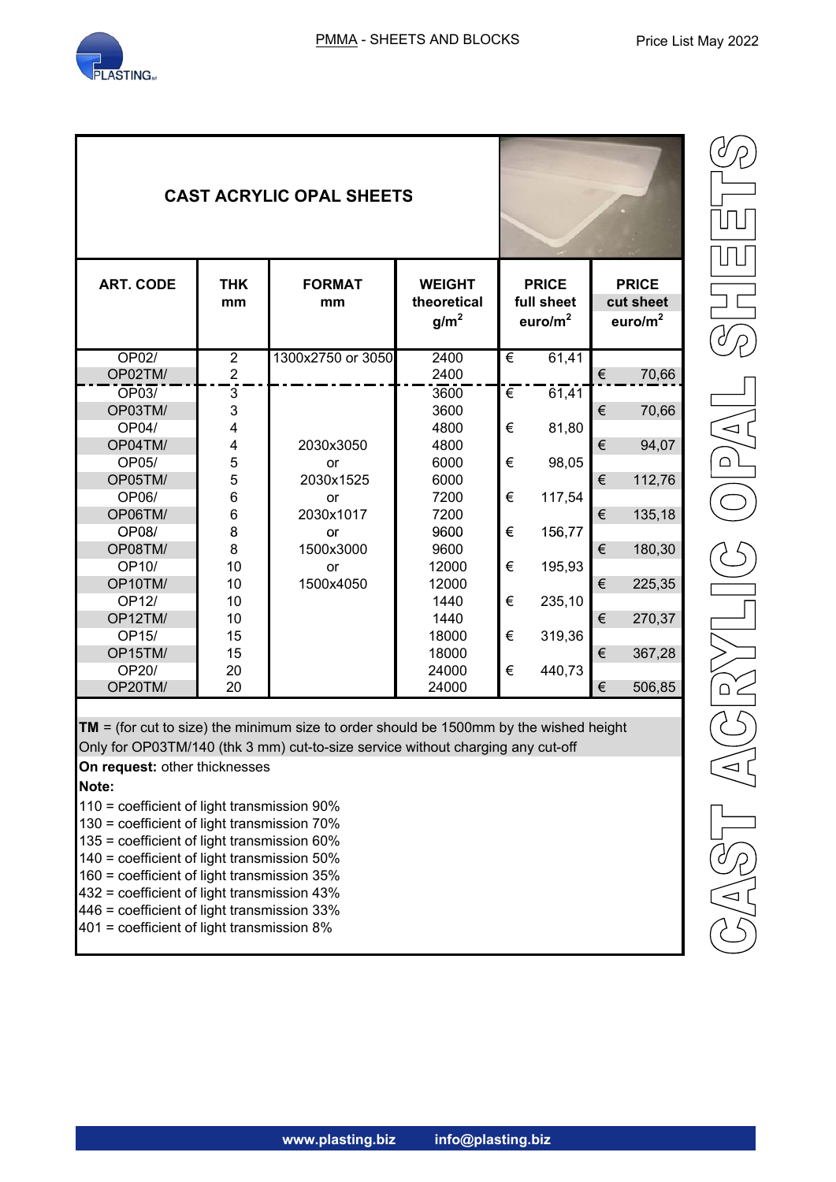## CAST ACRYLIC OPAL SHEETS

| ART. CODE | THK mm | FORMAT mm | WEIGHT theoretical g/m$^2$ | PRICE full sheet euro/m$^2$ | PRICE cut sheet euro/m$^2$ |
|---|---|---|---|---|---|
| OP02/ | 2 | 1300x2750 or 3050 | 2400 | € 61,41 | |
| OP02TM/ | 2 | | 2400 | | € 70,66 |
| OP03/ | 3 | 2030x3050 or 2030x1525 or 2030x1017 or 1500x3000 or 1500x4050 | 3600 | € 61,41 | |
| OP03TM/ | 3 | | 3600 | | € 70,66 |
| OP04/ | 4 | | 4800 | € 81,80 | |
| OP04TM/ | 4 | | 4800 | | € 94,07 |
| OP05/ | 5 | | 6000 | € 98,05 | |
| OP05TM/ | 5 | | 6000 | | € 112,76 |
| OP06/ | 6 | | 7200 | € 117,54 | |
| OP06TM/ | 6 | | 7200 | | € 135,18 |
| OP08/ | 8 | | 9600 | € 156,77 | |
| OP08TM/ | 8 | | 9600 | | € 180,30 |
| OP10/ | 10 | | 12000 | € 195,93 | |
| OP10TM/ | 10 | | 12000 | | € 225,35 |
| OP12/ | 10 | | 1440 | € 235,10 | |
| OP12TM/ | 10 | | 1440 | | € 270,37 |
| OP15/ | 15 | | 18000 | € 319,36 | |
| OP15TM/ | 15 | | 18000 | | € 367,28 |
| OP20/ | 20 | | 24000 | € 440,73 | |
| OP20TM/ | 20 | | 24000 | | € 506,85 |

**TM** = (for cut to size) the minimum size to order should be 1500mm by the wished height
Only for OP03TM/140 (thk 3 mm) cut-to-size service without charging any cut-off

**On request:** other thicknesses

**Note:**

110 = coefficient of light transmission 90%
130 = coefficient of light transmission 70%
135 = coefficient of light transmission 60%
140 = coefficient of light transmission 50%
160 = coefficient of light transmission 35%
432 = coefficient of light transmission 43%
446 = coefficient of light transmission 33%
401 = coefficient of light transmission 8%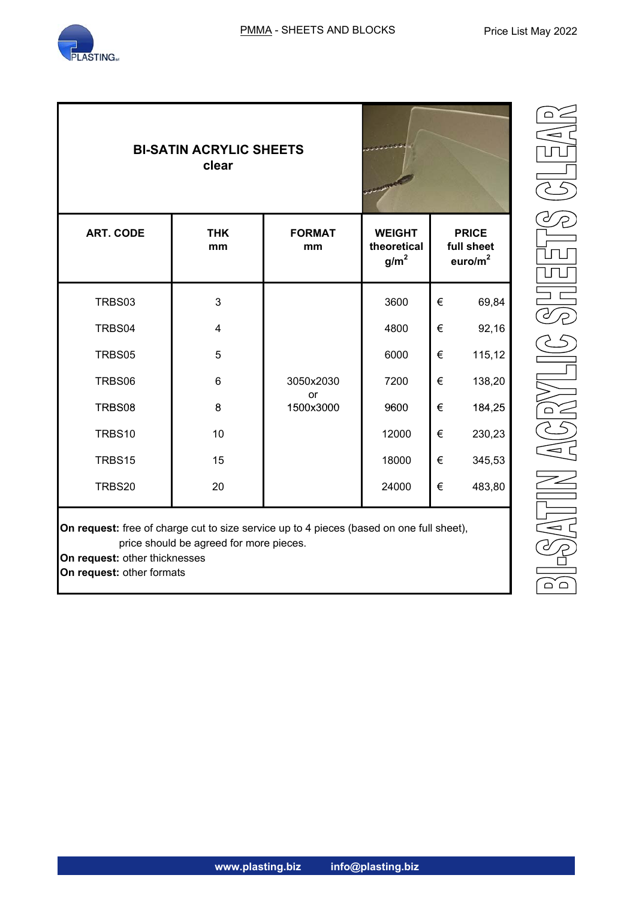# BI-SATIN ACRYLIC SHEETS
clear

| ART. CODE | THK mm | FORMAT mm | WEIGHT theoretical g/m$^2$ | PRICE full sheet euro/m$^2$ |
|---|---|---|---|---|
| TRBS03 | 3 | 3050x2030 or 1500x3000 | 3600 | € 69,84 |
| TRBS04 | 4 | | 4800 | € 92,16 |
| TRBS05 | 5 | | 6000 | € 115,12 |
| TRBS06 | 6 | | 7200 | € 138,20 |
| TRBS08 | 8 | | 9600 | € 184,25 |
| TRBS10 | 10 | | 12000 | € 230,23 |
| TRBS15 | 15 | | 18000 | € 345,53 |
| TRBS20 | 20 | | 24000 | € 483,80 |

**On request:** free of charge cut to size service up to 4 pieces (based on one full sheet), price should be agreed for more pieces.
**On request:** other thicknesses
**On request:** other formats

BI-SATIN ACRYLIC SHEETS CLEAR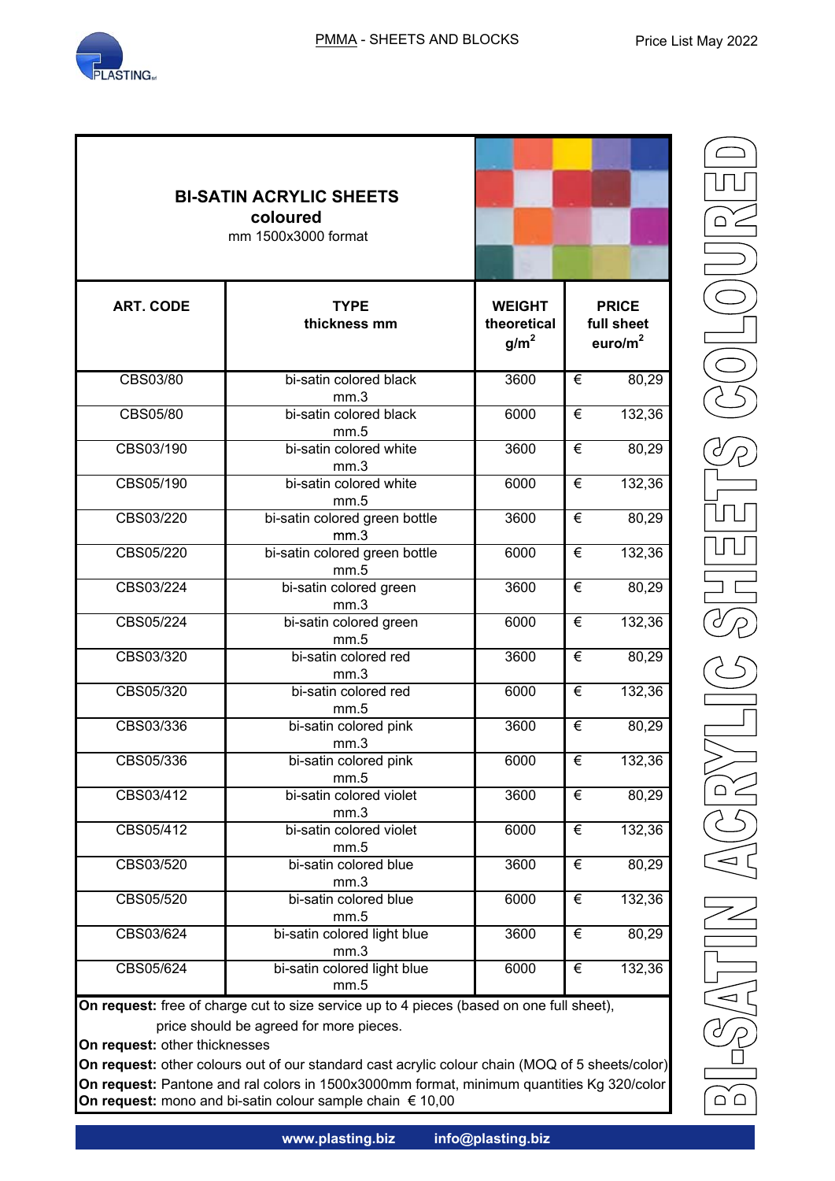## BI-SATIN ACRYLIC SHEETS
### coloured
mm 1500x3000 format

| ART. CODE | TYPE thickness mm | WEIGHT theoretical g/m$^2$ | PRICE full sheet euro/m$^2$ |
|---|---|---|---|
| CBS03/80 | bi-satin colored black mm.3 | 3600 | € 80,29 |
| CBS05/80 | bi-satin colored black mm.5 | 6000 | € 132,36 |
| CBS03/190 | bi-satin colored white mm.3 | 3600 | € 80,29 |
| CBS05/190 | bi-satin colored white mm.5 | 6000 | € 132,36 |
| CBS03/220 | bi-satin colored green bottle mm.3 | 3600 | € 80,29 |
| CBS05/220 | bi-satin colored green bottle mm.5 | 6000 | € 132,36 |
| CBS03/224 | bi-satin colored green mm.3 | 3600 | € 80,29 |
| CBS05/224 | bi-satin colored green mm.5 | 6000 | € 132,36 |
| CBS03/320 | bi-satin colored red mm.3 | 3600 | € 80,29 |
| CBS05/320 | bi-satin colored red mm.5 | 6000 | € 132,36 |
| CBS03/336 | bi-satin colored pink mm.3 | 3600 | € 80,29 |
| CBS05/336 | bi-satin colored pink mm.5 | 6000 | € 132,36 |
| CBS03/412 | bi-satin colored violet mm.3 | 3600 | € 80,29 |
| CBS05/412 | bi-satin colored violet mm.5 | 6000 | € 132,36 |
| CBS03/520 | bi-satin colored blue mm.3 | 3600 | € 80,29 |
| CBS05/520 | bi-satin colored blue mm.5 | 6000 | € 132,36 |
| CBS03/624 | bi-satin colored light blue mm.3 | 3600 | € 80,29 |
| CBS05/624 | bi-satin colored light blue mm.5 | 6000 | € 132,36 |

**On request:** free of charge cut to size service up to 4 pieces (based on one full sheet), price should be agreed for more pieces.
**On request:** other thicknesses
**On request:** other colours out of our standard cast acrylic colour chain (MOQ of 5 sheets/color)
**On request:** Pantone and ral colors in 1500x3000mm format, minimum quantities Kg 320/color
**On request:** mono and bi-satin colour sample chain € 10,00

BI-SATIN ACRYLIC SHEETS COLOURED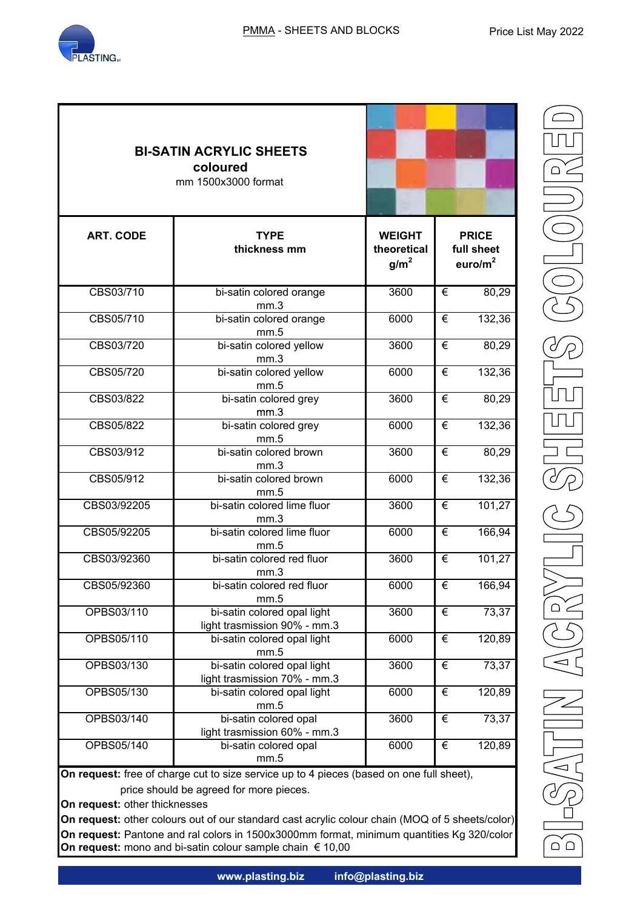## BI-SATIN ACRYLIC SHEETS

**coloured**

mm 1500x3000 format

| ART. CODE | TYPE thickness mm | WEIGHT theoretical g/m$^2$ | PRICE full sheet euro/m$^2$ |
|---|---|---|---|
| CBS03/710 | bi-satin colored orange mm.3 | 3600 | € 80,29 |
| CBS05/710 | bi-satin colored orange mm.5 | 6000 | € 132,36 |
| CBS03/720 | bi-satin colored yellow mm.3 | 3600 | € 80,29 |
| CBS05/720 | bi-satin colored yellow mm.5 | 6000 | € 132,36 |
| CBS03/822 | bi-satin colored grey mm.3 | 3600 | € 80,29 |
| CBS05/822 | bi-satin colored grey mm.5 | 6000 | € 132,36 |
| CBS03/912 | bi-satin colored brown mm.3 | 3600 | € 80,29 |
| CBS05/912 | bi-satin colored brown mm.5 | 6000 | € 132,36 |
| CBS03/92205 | bi-satin colored lime fluor mm.3 | 3600 | € 101,27 |
| CBS05/92205 | bi-satin colored lime fluor mm.5 | 6000 | € 166,94 |
| CBS03/92360 | bi-satin colored red fluor mm.3 | 3600 | € 101,27 |
| CBS05/92360 | bi-satin colored red fluor mm.5 | 6000 | € 166,94 |
| OPBS03/110 | bi-satin colored opal light light trasmission 90% - mm.3 | 3600 | € 73,37 |
| OPBS05/110 | bi-satin colored opal light mm.5 | 6000 | € 120,89 |
| OPBS03/130 | bi-satin colored opal light light trasmission 70% - mm.3 | 3600 | € 73,37 |
| OPBS05/130 | bi-satin colored opal light mm.5 | 6000 | € 120,89 |
| OPBS03/140 | bi-satin colored opal light trasmission 60% - mm.3 | 3600 | € 73,37 |
| OPBS05/140 | bi-satin colored opal mm.5 | 6000 | € 120,89 |

**On request:** free of charge cut to size service up to 4 pieces (based on one full sheet), price should be agreed for more pieces.

**On request:** other thicknesses

**On request:** other colours out of our standard cast acrylic colour chain (MOQ of 5 sheets/color)

**On request:** Pantone and ral colors in 1500x3000mm format, minimum quantities Kg 320/color

**On request:** mono and bi-satin colour sample chain € 10,00

BI-SATIN ACRYLIC SHEETS COLOURED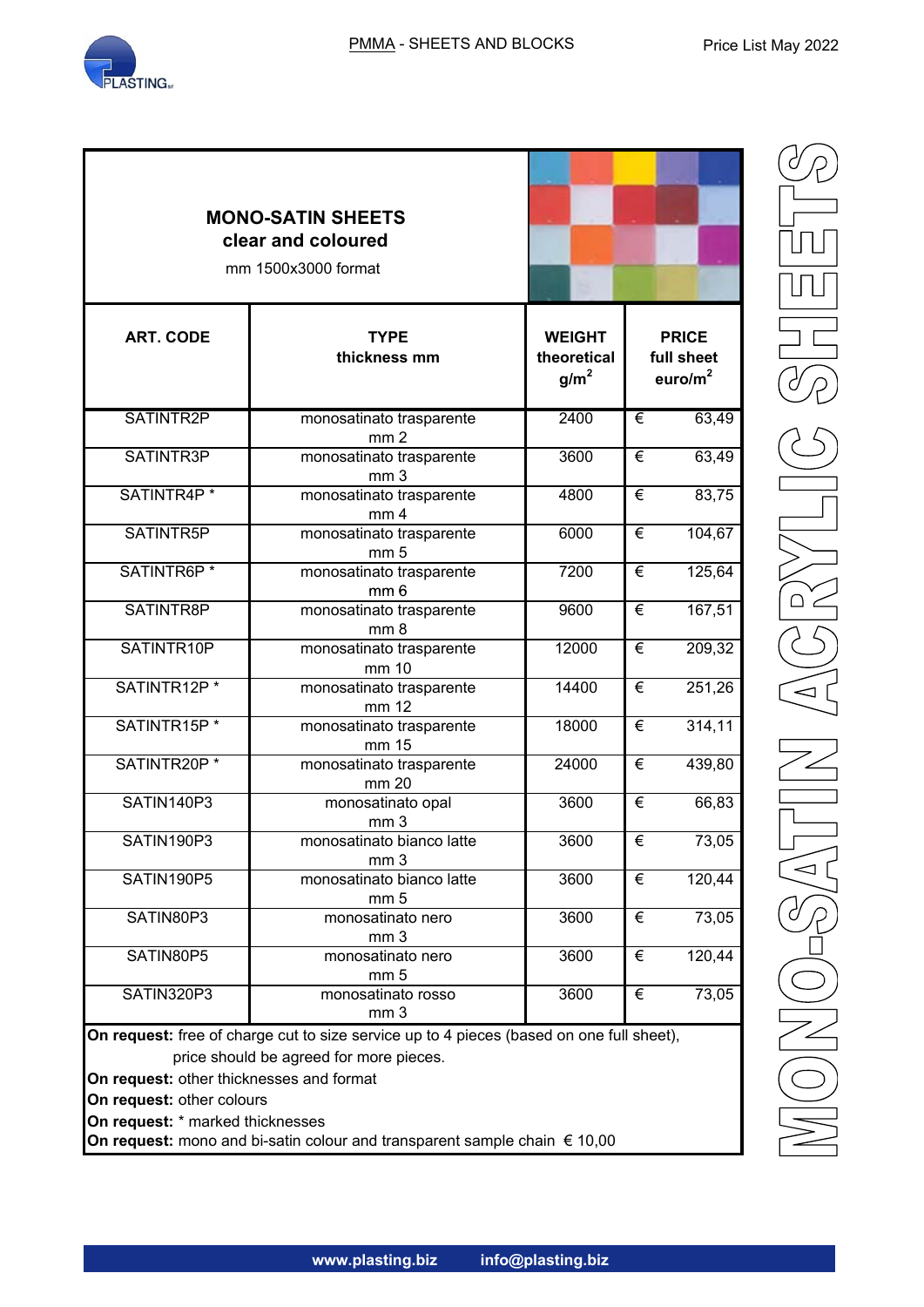## MONO-SATIN SHEETS
### clear and coloured

mm 1500x3000 format

| ART. CODE | TYPE thickness mm | WEIGHT theoretical g/m$^2$ | PRICE full sheet euro/m$^2$ |
|---|---|---|---|
| SATINTR2P | monosatinato trasparente mm 2 | 2400 | € 63,49 |
| SATINTR3P | monosatinato trasparente mm 3 | 3600 | € 63,49 |
| SATINTR4P * | monosatinato trasparente mm 4 | 4800 | € 83,75 |
| SATINTR5P | monosatinato trasparente mm 5 | 6000 | € 104,67 |
| SATINTR6P * | monosatinato trasparente mm 6 | 7200 | € 125,64 |
| SATINTR8P | monosatinato trasparente mm 8 | 9600 | € 167,51 |
| SATINTR10P | monosatinato trasparente mm 10 | 12000 | € 209,32 |
| SATINTR12P * | monosatinato trasparente mm 12 | 14400 | € 251,26 |
| SATINTR15P * | monosatinato trasparente mm 15 | 18000 | € 314,11 |
| SATINTR20P * | monosatinato trasparente mm 20 | 24000 | € 439,80 |
| SATIN140P3 | monosatinato opal mm 3 | 3600 | € 66,83 |
| SATIN190P3 | monosatinato bianco latte mm 3 | 3600 | € 73,05 |
| SATIN190P5 | monosatinato bianco latte mm 5 | 3600 | € 120,44 |
| SATIN80P3 | monosatinato nero mm 3 | 3600 | € 73,05 |
| SATIN80P5 | monosatinato nero mm 5 | 3600 | € 120,44 |
| SATIN320P3 | monosatinato rosso mm 3 | 3600 | € 73,05 |

**On request:** free of charge cut to size service up to 4 pieces (based on one full sheet), price should be agreed for more pieces.
**On request:** other thicknesses and format
**On request:** other colours
**On request:** * marked thicknesses
**On request:** mono and bi-satin colour and transparent sample chain € 10,00

MONO-SATIN ACRYLIC SHEETS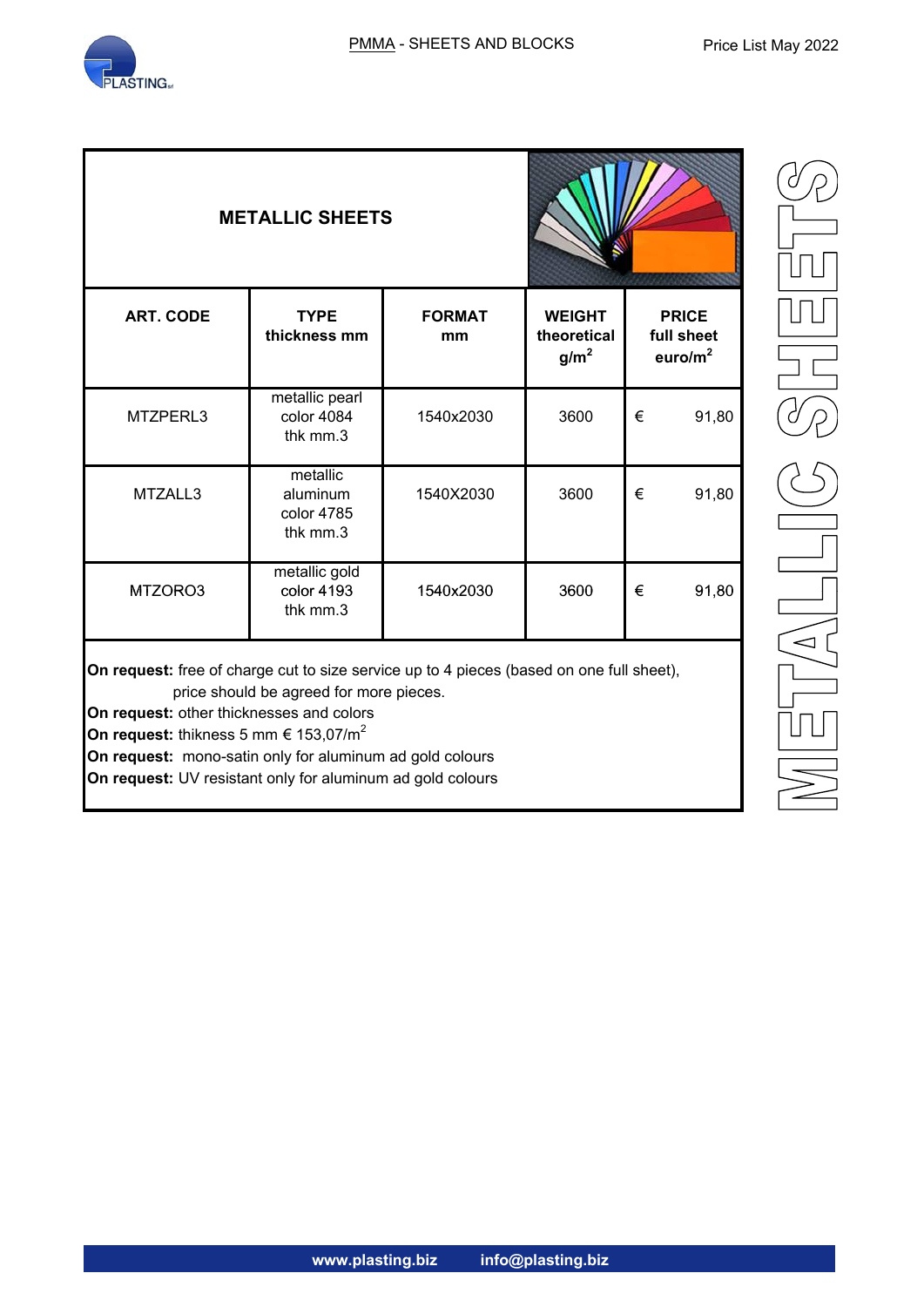## METALLIC SHEETS

| ART. CODE | TYPE thickness mm | FORMAT mm | WEIGHT theoretical g/m$^2$ | PRICE full sheet euro/m$^2$ |
|---|---|---|---|---|
| MTZPERL3 | metallic pearl color 4084 thk mm.3 | 1540x2030 | 3600 | € 91,80 |
| MTZALL3 | metallic aluminum color 4785 thk mm.3 | 1540X2030 | 3600 | € 91,80 |
| MTZORO3 | metallic gold color 4193 thk mm.3 | 1540x2030 | 3600 | € 91,80 |

**On request:** free of charge cut to size service up to 4 pieces (based on one full sheet), price should be agreed for more pieces.

**On request:** other thicknesses and colors

**On request:** thikness 5 mm € 153,07/m$^2$

**On request:** mono-satin only for aluminum ad gold colours

**On request:** UV resistant only for aluminum ad gold colours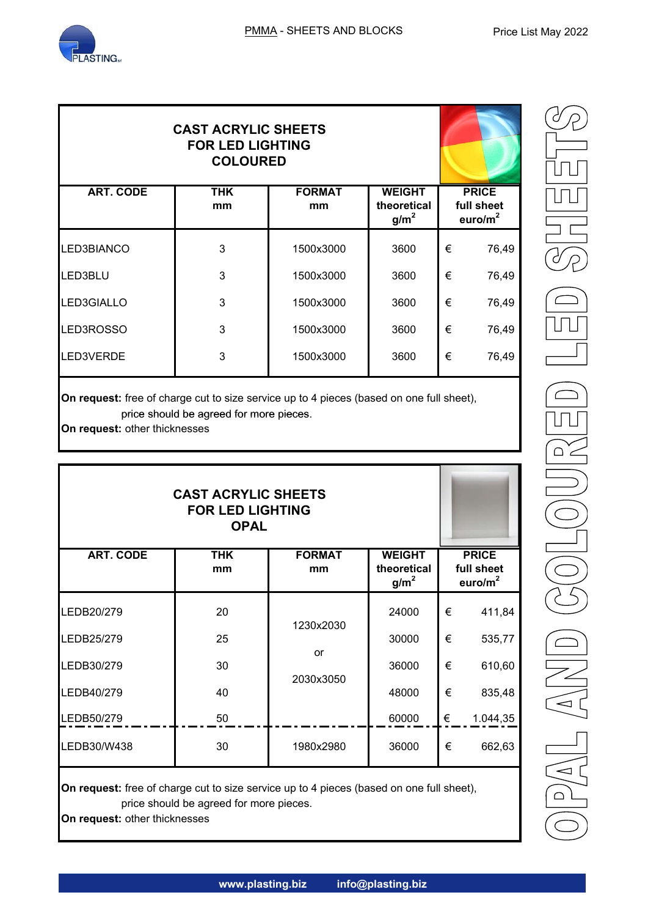PMMA - SHEETS AND BLOCKS

## CAST ACRYLIC SHEETS FOR LED LIGHTING COLOURED

| ART. CODE | THK mm | FORMAT mm | WEIGHT theoretical g/m$^2$ | PRICE full sheet euro/m$^2$ |
|---|---|---|---|---|
| LED3BIANCO | 3 | 1500x3000 | 3600 | € 76,49 |
| LED3BLU | 3 | 1500x3000 | 3600 | € 76,49 |
| LED3GIALLO | 3 | 1500x3000 | 3600 | € 76,49 |
| LED3ROSSO | 3 | 1500x3000 | 3600 | € 76,49 |
| LED3VERDE | 3 | 1500x3000 | 3600 | € 76,49 |

**On request:** free of charge cut to size service up to 4 pieces (based on one full sheet), price should be agreed for more pieces.
**On request:** other thicknesses

## CAST ACRYLIC SHEETS FOR LED LIGHTING OPAL

| ART. CODE | THK mm | FORMAT mm | WEIGHT theoretical g/m$^2$ | PRICE full sheet euro/m$^2$ |
|---|---|---|---|---|
| LEDB20/279 | 20 | 1230x2030 or 2030x3050 | 24000 | € 411,84 |
| LEDB25/279 | 25 | | 30000 | € 535,77 |
| LEDB30/279 | 30 | | 36000 | € 610,60 |
| LEDB40/279 | 40 | | 48000 | € 835,48 |
| LEDB50/279 | 50 | | 60000 | € 1.044,35 |
| LEDB30/W438 | 30 | 1980x2980 | 36000 | € 662,63 |

**On request:** free of charge cut to size service up to 4 pieces (based on one full sheet), price should be agreed for more pieces.
**On request:** other thicknesses

OPAL AND COLOURED LED SHEETS

www.plasting.biz info@plasting.biz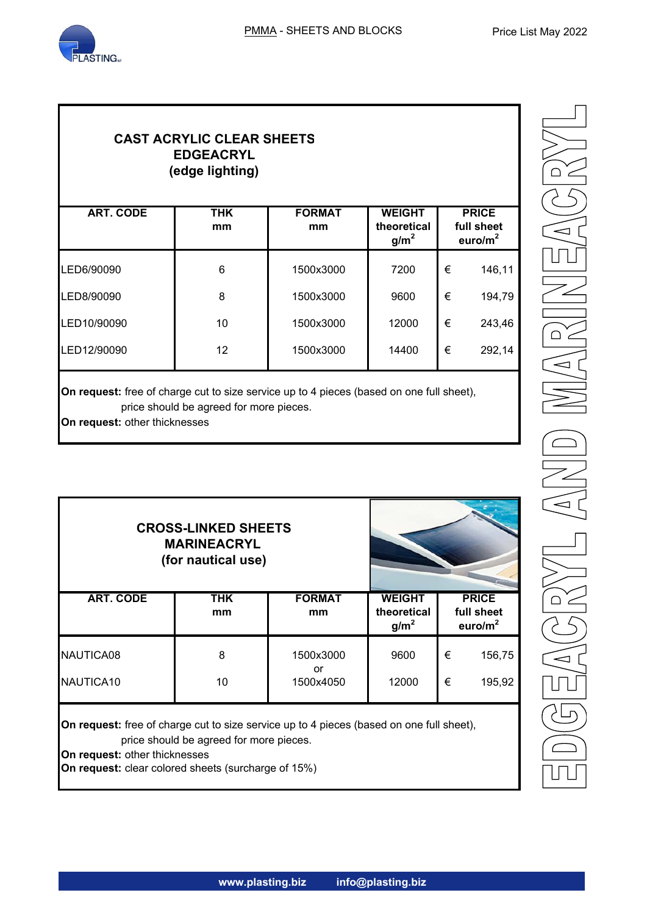# CAST ACRYLIC CLEAR SHEETS EDGEACRYL (edge lighting)

| ART. CODE | THK mm | FORMAT mm | WEIGHT theoretical g/m$^2$ | PRICE full sheet euro/m$^2$ |
|---|---|---|---|---|
| LED6/90090 | 6 | 1500x3000 | 7200 | € 146,11 |
| LED8/90090 | 8 | 1500x3000 | 9600 | € 194,79 |
| LED10/90090 | 10 | 1500x3000 | 12000 | € 243,46 |
| LED12/90090 | 12 | 1500x3000 | 14400 | € 292,14 |

**On request:** free of charge cut to size service up to 4 pieces (based on one full sheet), price should be agreed for more pieces.
**On request:** other thicknesses

# CROSS-LINKED SHEETS MARINEACRYL (for nautical use)

| ART. CODE | THK mm | FORMAT mm | WEIGHT theoretical g/m$^2$ | PRICE full sheet euro/m$^2$ |
|---|---|---|---|---|
| NAUTICA08 | 8 | 1500x3000 or 1500x4050 | 9600 | € 156,75 |
| NAUTICA10 | 10 | | 12000 | € 195,92 |

**On request:** free of charge cut to size service up to 4 pieces (based on one full sheet), price should be agreed for more pieces.
**On request:** other thicknesses
**On request:** clear colored sheets (surcharge of 15%)

EDGEACRYL AND MARINEACRYL

www.plasting.biz info@plasting.biz